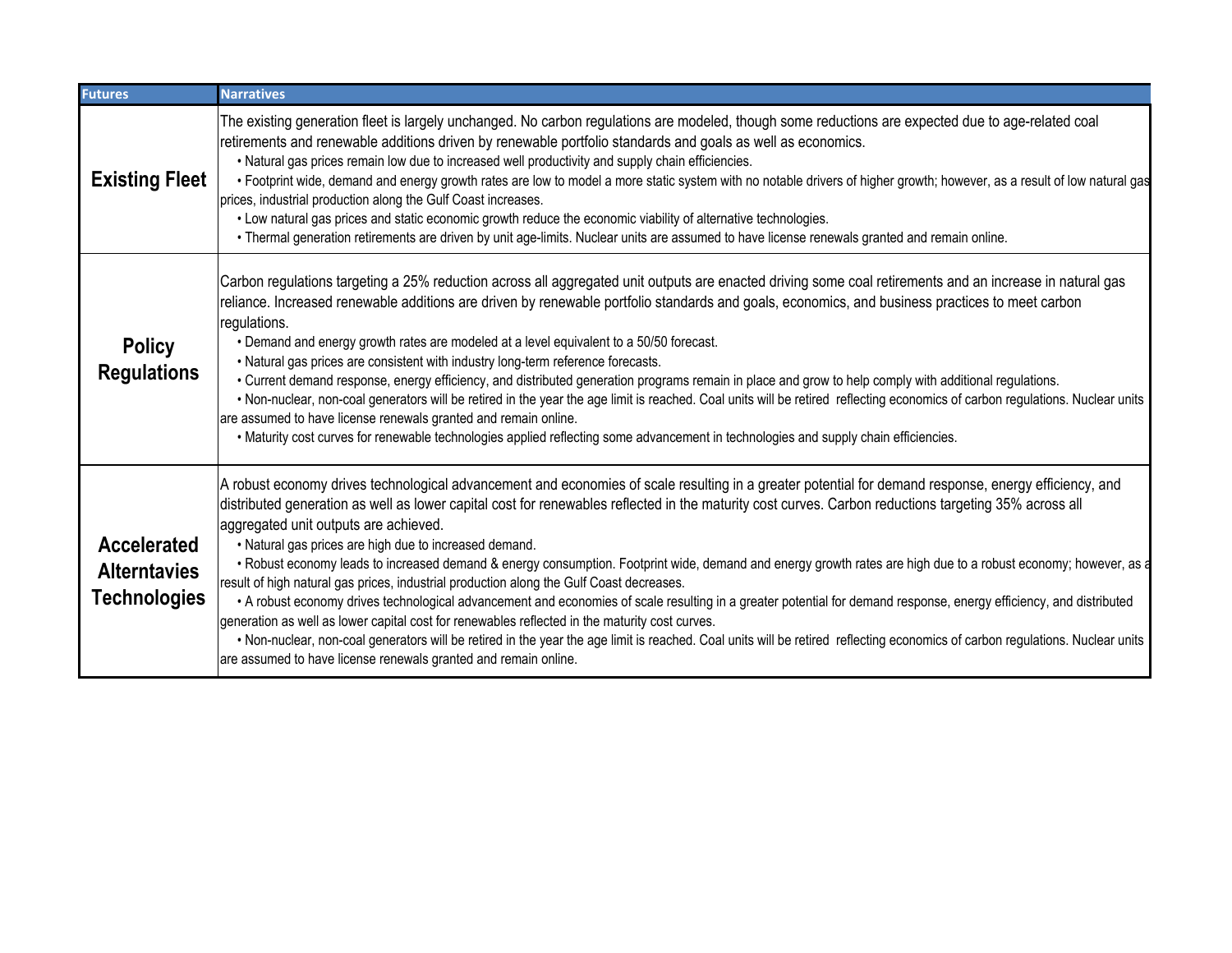| Futures | Narratives |
|---|---|
| **Existing Fleet** | The existing generation fleet is largely unchanged. No carbon regulations are modeled, though some reductions are expected due to age-related coal retirements and renewable additions driven by renewable portfolio standards and goals as well as economics.<br>• Natural gas prices remain low due to increased well productivity and supply chain efficiencies.<br>• Footprint wide, demand and energy growth rates are low to model a more static system with no notable drivers of higher growth; however, as a result of low natural gas prices, industrial production along the Gulf Coast increases.<br>• Low natural gas prices and static economic growth reduce the economic viability of alternative technologies.<br>• Thermal generation retirements are driven by unit age-limits. Nuclear units are assumed to have license renewals granted and remain online. |
| **Policy Regulations** | Carbon regulations targeting a 25% reduction across all aggregated unit outputs are enacted driving some coal retirements and an increase in natural gas reliance. Increased renewable additions are driven by renewable portfolio standards and goals, economics, and business practices to meet carbon regulations.<br>• Demand and energy growth rates are modeled at a level equivalent to a 50/50 forecast.<br>• Natural gas prices are consistent with industry long-term reference forecasts.<br>• Current demand response, energy efficiency, and distributed generation programs remain in place and grow to help comply with additional regulations.<br>• Non-nuclear, non-coal generators will be retired in the year the age limit is reached. Coal units will be retired reflecting economics of carbon regulations. Nuclear units are assumed to have license renewals granted and remain online.<br>• Maturity cost curves for renewable technologies applied reflecting some advancement in technologies and supply chain efficiencies. |
| **Accelerated Alterntavies Technologies** | A robust economy drives technological advancement and economies of scale resulting in a greater potential for demand response, energy efficiency, and distributed generation as well as lower capital cost for renewables reflected in the maturity cost curves. Carbon reductions targeting 35% across all aggregated unit outputs are achieved.<br>• Natural gas prices are high due to increased demand.<br>• Robust economy leads to increased demand & energy consumption. Footprint wide, demand and energy growth rates are high due to a robust economy; however, as a result of high natural gas prices, industrial production along the Gulf Coast decreases.<br>• A robust economy drives technological advancement and economies of scale resulting in a greater potential for demand response, energy efficiency, and distributed generation as well as lower capital cost for renewables reflected in the maturity cost curves.<br>• Non-nuclear, non-coal generators will be retired in the year the age limit is reached. Coal units will be retired reflecting economics of carbon regulations. Nuclear units are assumed to have license renewals granted and remain online. |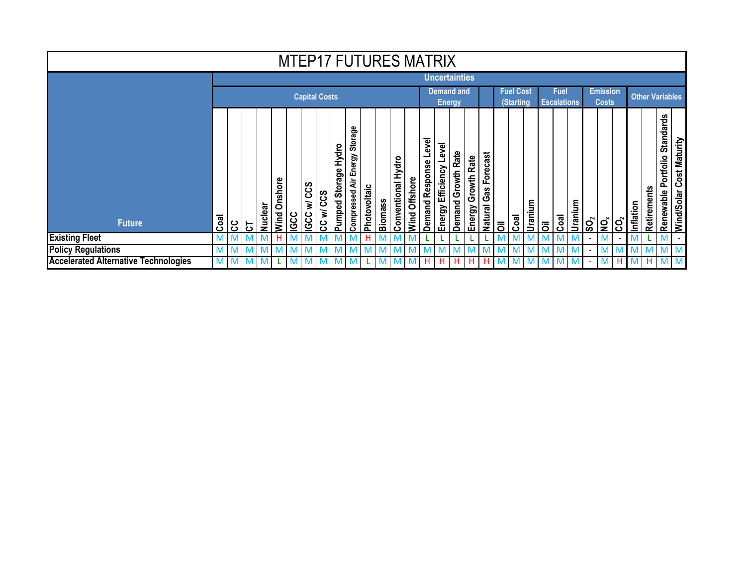# MTEP17 FUTURES MATRIX

| Future | Uncertainties | | | | | | | | | | | | | | | | | | | | | | | | | | | | | | | |
|---|---|---|---|---|---|---|---|---|---|---|---|---|---|---|---|---|---|---|---|---|---|---|---|---|---|---|---|---|---|---|---|---|
| | Capital Costs | | | | | | | | | | | | | | Demand and Energy | | | | | Fuel Cost (Starting | | | Fuel Escalations | | | Emission Costs | | | Other Variables | | | |
| | Coal | CC | CT | Nuclear | Wind Onshore | IGCC | IGCC w/ CCS | CC w/ CCS | Pumped Storage Hydro | Compressed Air Energy Storage | Photovoltaic | Biomass | Conventional Hydro | Wind Offshore | Demand Response Level | Energy Efficiency Level | Demand Growth Rate | Energy Growth Rate | Natural Gas Forecast | Oil | Coal | Uranium | Oil | Coal | Uranium | $SO_2$ | $NO_x$ | $CO_2$ | Inflation | Retirements | Renewable Portfolio Standards | Wind/Solar Cost Maturity |
| **Existing Fleet** | M | M | M | M | H | M | M | M | M | M | H | M | M | M | L | L | L | L | L | M | M | M | M | M | M | - | M | - | M | L | M | - |
| **Policy Regulations** | M | M | M | M | M | M | M | M | M | M | M | M | M | M | M | M | M | M | M | M | M | M | M | M | M | - | M | M | M | M | M | M |
| **Accelerated Alternative Technologies** | M | M | M | M | L | M | M | M | M | M | L | M | M | M | H | H | H | H | H | M | M | M | M | M | M | - | M | H | M | H | M | M |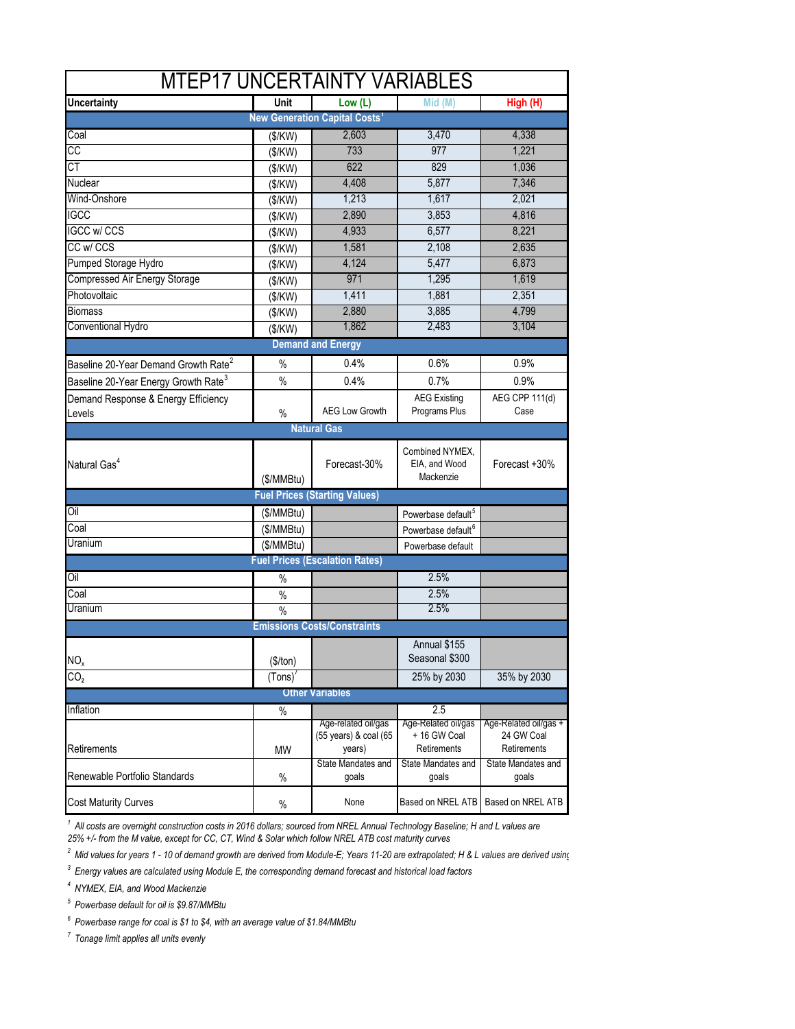# MTEP17 UNCERTAINTY VARIABLES

| Uncertainty | Unit | Low (L) | Mid (M) | High (H) |
|---|---|---|---|---|
| **New Generation Capital Costs[1]** | | | | |
| Coal | ($/KW) | 2,603 | 3,470 | 4,338 |
| CC | ($/KW) | 733 | 977 | 1,221 |
| CT | ($/KW) | 622 | 829 | 1,036 |
| Nuclear | ($/KW) | 4,408 | 5,877 | 7,346 |
| Wind-Onshore | ($/KW) | 1,213 | 1,617 | 2,021 |
| IGCC | ($/KW) | 2,890 | 3,853 | 4,816 |
| IGCC w/ CCS | ($/KW) | 4,933 | 6,577 | 8,221 |
| CC w/ CCS | ($/KW) | 1,581 | 2,108 | 2,635 |
| Pumped Storage Hydro | ($/KW) | 4,124 | 5,477 | 6,873 |
| Compressed Air Energy Storage | ($/KW) | 971 | 1,295 | 1,619 |
| Photovoltaic | ($/KW) | 1,411 | 1,881 | 2,351 |
| Biomass | ($/KW) | 2,880 | 3,885 | 4,799 |
| Conventional Hydro | ($/KW) | 1,862 | 2,483 | 3,104 |
| **Demand and Energy** | | | | |
| Baseline 20-Year Demand Growth Rate[2] | % | 0.4% | 0.6% | 0.9% |
| Baseline 20-Year Energy Growth Rate[3] | % | 0.4% | 0.7% | 0.9% |
| Demand Response & Energy Efficiency Levels | % | AEG Low Growth | AEG Existing Programs Plus | AEG CPP 111(d) Case |
| **Natural Gas** | | | | |
| Natural Gas[4] | ($/MMBtu) | Forecast-30% | Combined NYMEX, EIA, and Wood Mackenzie | Forecast +30% |
| **Fuel Prices (Starting Values)** | | | | |
| Oil | ($/MMBtu) | | Powerbase default[5] | |
| Coal | ($/MMBtu) | | Powerbase default[6] | |
| Uranium | ($/MMBtu) | | Powerbase default | |
| **Fuel Prices (Escalation Rates)** | | | | |
| Oil | % | | 2.5% | |
| Coal | % | | 2.5% | |
| Uranium | % | | 2.5% | |
| **Emissions Costs/Constraints** | | | | |
| $NO_x$ | ($/ton) | | Annual $155 Seasonal $300 | |
| $CO_2$ | (Tons)[7] | | 25% by 2030 | 35% by 2030 |
| **Other Variables** | | | | |
| Inflation | % | | 2.5 | |
| Retirements | MW | Age-related oil/gas (55 years) & coal (65 years) | Age-Related oil/gas + 16 GW Coal Retirements | Age-Related oil/gas + 24 GW Coal Retirements |
| Renewable Portfolio Standards | % | State Mandates and goals | State Mandates and goals | State Mandates and goals |
| Cost Maturity Curves | % | None | Based on NREL ATB | Based on NREL ATB |

*[1] All costs are overnight construction costs in 2016 dollars; sourced from NREL Annual Technology Baseline; H and L values are 25% +/- from the M value, except for CC, CT, Wind & Solar which follow NREL ATB cost maturity curves*

*[2] Mid values for years 1 - 10 of demand growth are derived from Module-E; Years 11-20 are extrapolated; H & L values are derived using*

*[3] Energy values are calculated using Module E, the corresponding demand forecast and historical load factors*

*[4] NYMEX, EIA, and Wood Mackenzie*

*[5] Powerbase default for oil is $9.87/MMBtu*

*[6] Powerbase range for coal is $1 to $4, with an average value of $1.84/MMBtu*

*[7] Tonage limit applies all units evenly*